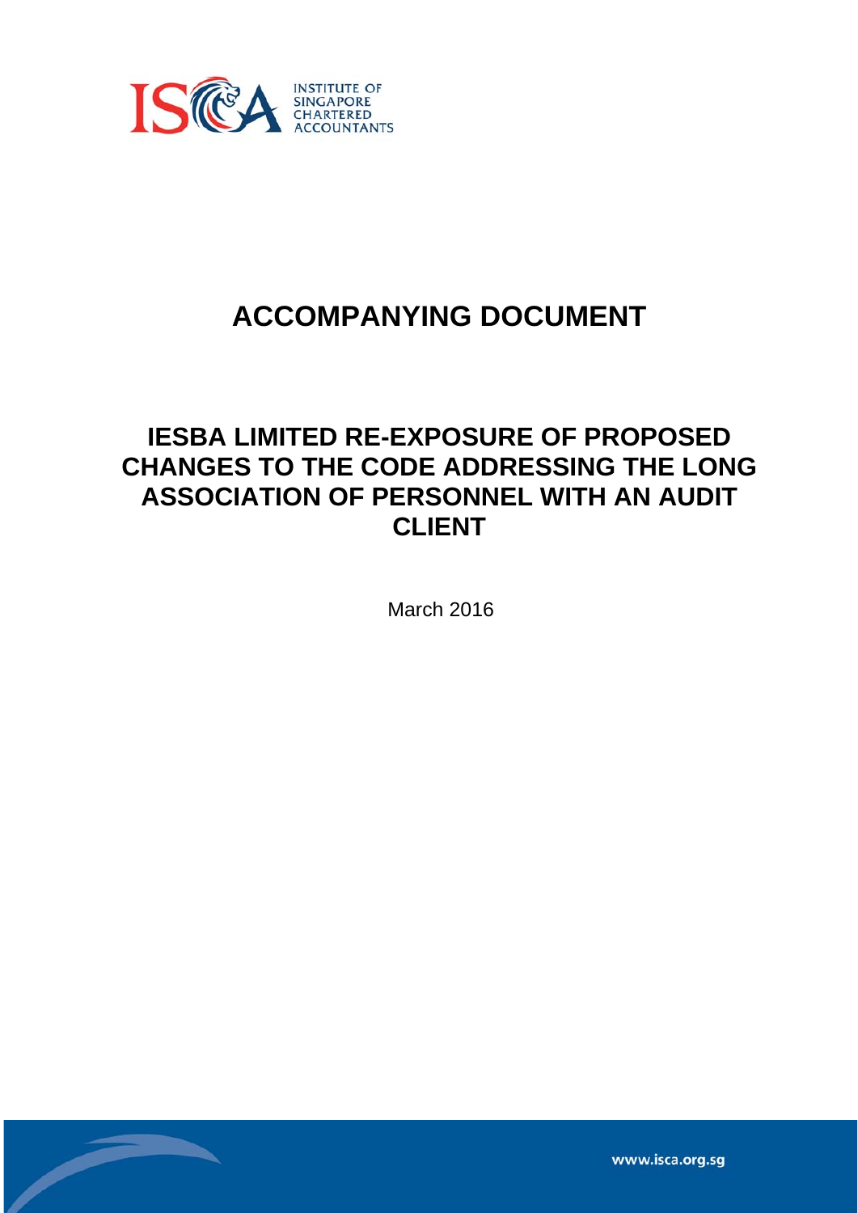INSTITUTE OF SINGAPORE CHARTERED ACCOUNTANTS

# ACCOMPANYING DOCUMENT

## IESBA LIMITED RE-EXPOSURE OF PROPOSED CHANGES TO THE CODE ADDRESSING THE LONG ASSOCIATION OF PERSONNEL WITH AN AUDIT CLIENT

March 2016

www.isca.org.sg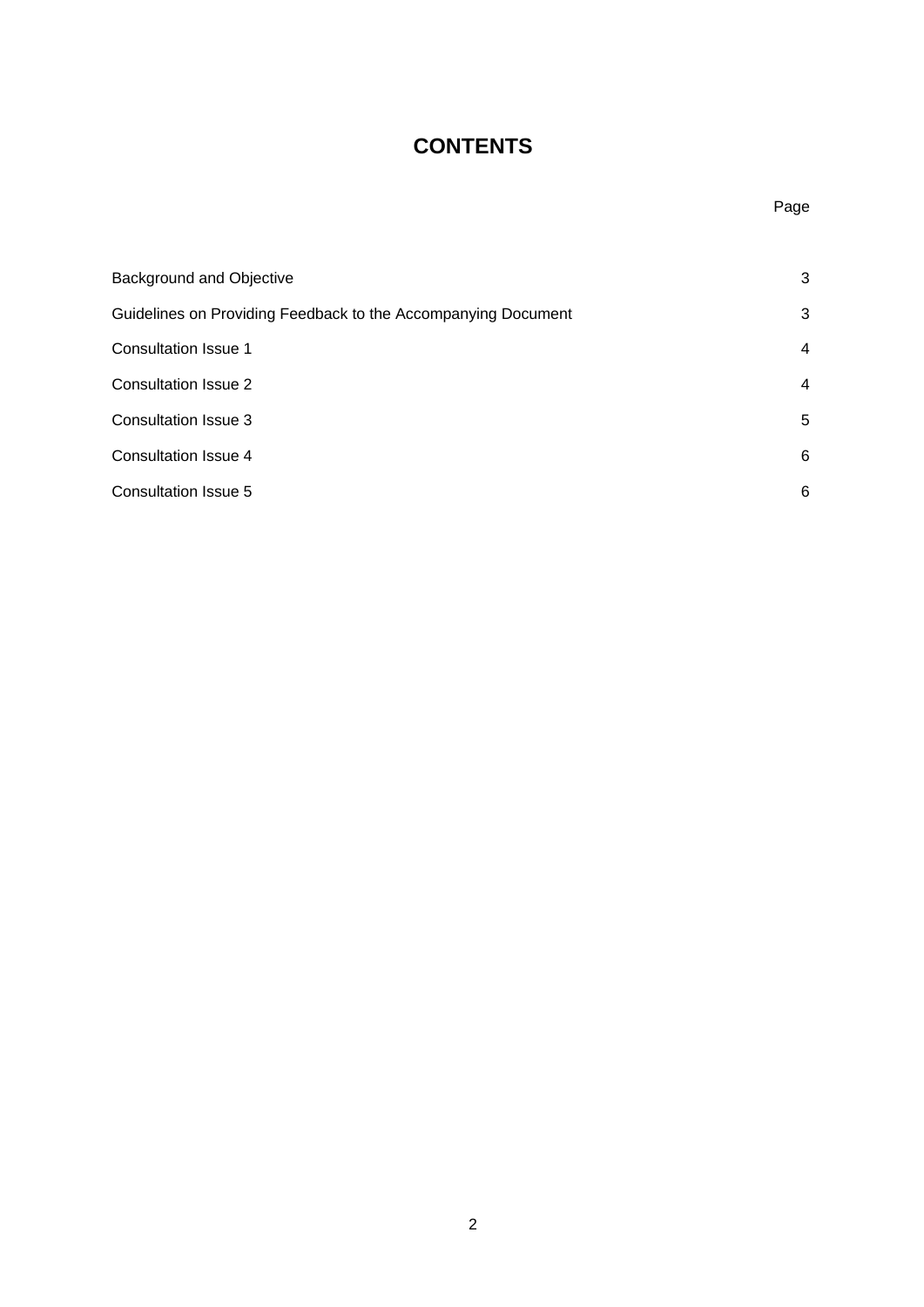# CONTENTS

| | Page |
|---|---|
| Background and Objective | 3 |
| Guidelines on Providing Feedback to the Accompanying Document | 3 |
| Consultation Issue 1 | 4 |
| Consultation Issue 2 | 4 |
| Consultation Issue 3 | 5 |
| Consultation Issue 4 | 6 |
| Consultation Issue 5 | 6 |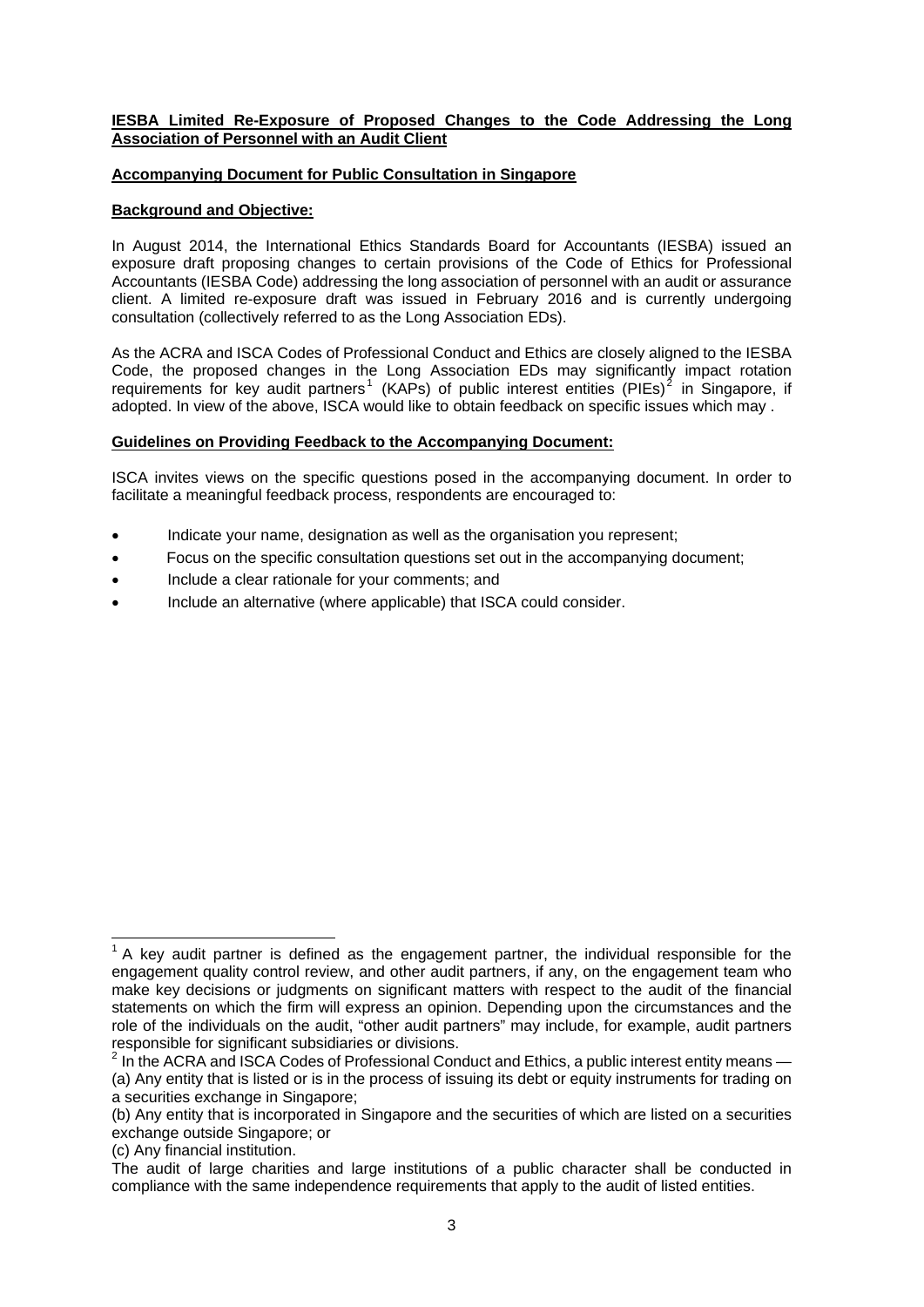**IESBA Limited Re-Exposure of Proposed Changes to the Code Addressing the Long Association of Personnel with an Audit Client**

**Accompanying Document for Public Consultation in Singapore**

**Background and Objective:**

In August 2014, the International Ethics Standards Board for Accountants (IESBA) issued an exposure draft proposing changes to certain provisions of the Code of Ethics for Professional Accountants (IESBA Code) addressing the long association of personnel with an audit or assurance client. A limited re-exposure draft was issued in February 2016 and is currently undergoing consultation (collectively referred to as the Long Association EDs).

As the ACRA and ISCA Codes of Professional Conduct and Ethics are closely aligned to the IESBA Code, the proposed changes in the Long Association EDs may significantly impact rotation requirements for key audit partners[1] (KAPs) of public interest entities (PIEs)[2] in Singapore, if adopted. In view of the above, ISCA would like to obtain feedback on specific issues which may .

**Guidelines on Providing Feedback to the Accompanying Document:**

ISCA invites views on the specific questions posed in the accompanying document. In order to facilitate a meaningful feedback process, respondents are encouraged to:

- Indicate your name, designation as well as the organisation you represent;
- Focus on the specific consultation questions set out in the accompanying document;
- Include a clear rationale for your comments; and
- Include an alternative (where applicable) that ISCA could consider.

---

[1] A key audit partner is defined as the engagement partner, the individual responsible for the engagement quality control review, and other audit partners, if any, on the engagement team who make key decisions or judgments on significant matters with respect to the audit of the financial statements on which the firm will express an opinion. Depending upon the circumstances and the role of the individuals on the audit, "other audit partners" may include, for example, audit partners responsible for significant subsidiaries or divisions.

[2] In the ACRA and ISCA Codes of Professional Conduct and Ethics, a public interest entity means —
(a) Any entity that is listed or is in the process of issuing its debt or equity instruments for trading on a securities exchange in Singapore;
(b) Any entity that is incorporated in Singapore and the securities of which are listed on a securities exchange outside Singapore; or
(c) Any financial institution.

The audit of large charities and large institutions of a public character shall be conducted in compliance with the same independence requirements that apply to the audit of listed entities.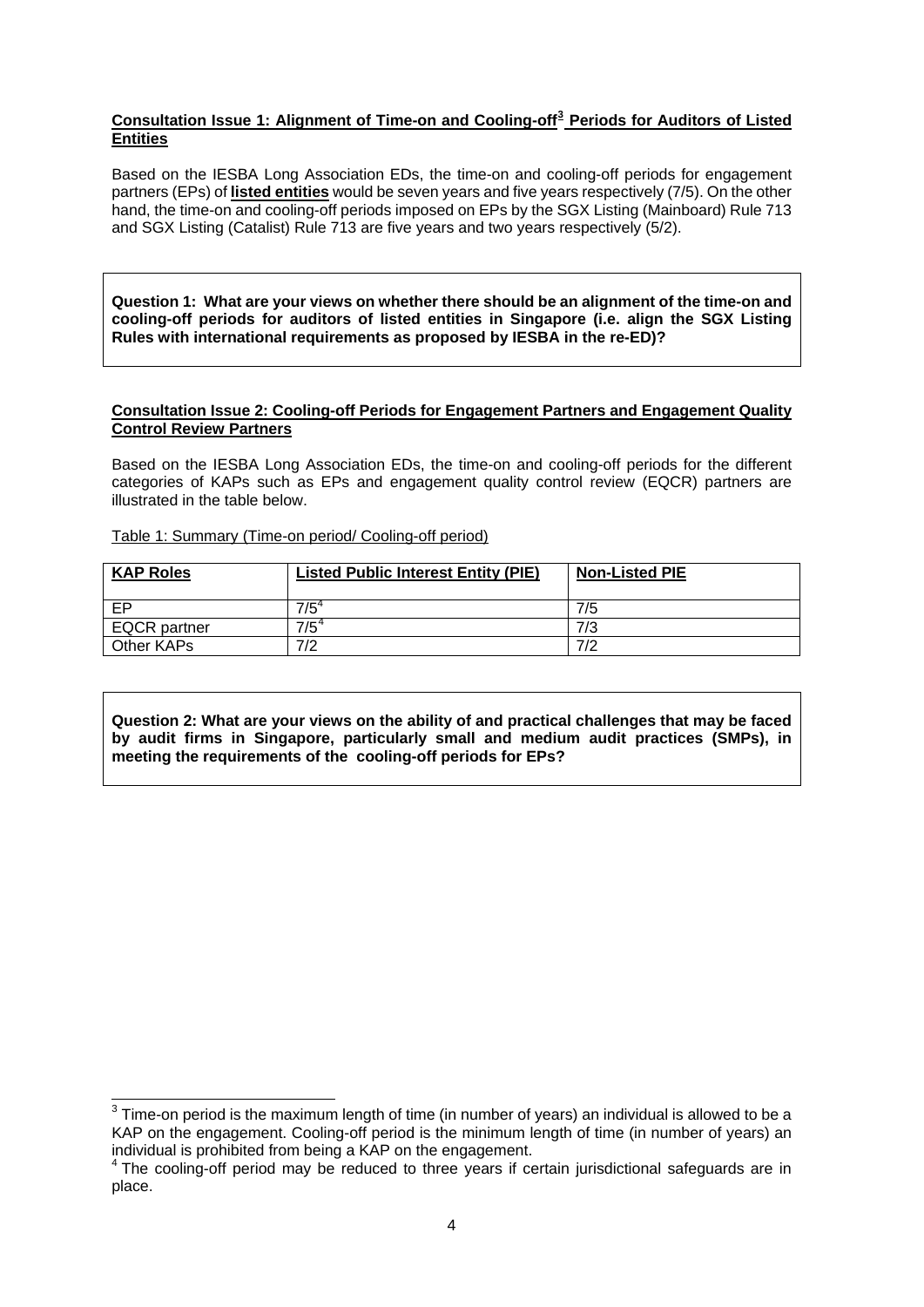**Consultation Issue 1: Alignment of Time-on and Cooling-off[3] Periods for Auditors of Listed Entities**

Based on the IESBA Long Association EDs, the time-on and cooling-off periods for engagement partners (EPs) of **listed entities** would be seven years and five years respectively (7/5). On the other hand, the time-on and cooling-off periods imposed on EPs by the SGX Listing (Mainboard) Rule 713 and SGX Listing (Catalist) Rule 713 are five years and two years respectively (5/2).

> **Question 1: What are your views on whether there should be an alignment of the time-on and cooling-off periods for auditors of listed entities in Singapore (i.e. align the SGX Listing Rules with international requirements as proposed by IESBA in the re-ED)?**

**Consultation Issue 2: Cooling-off Periods for Engagement Partners and Engagement Quality Control Review Partners**

Based on the IESBA Long Association EDs, the time-on and cooling-off periods for the different categories of KAPs such as EPs and engagement quality control review (EQCR) partners are illustrated in the table below.

Table 1: Summary (Time-on period/ Cooling-off period)

| KAP Roles | Listed Public Interest Entity (PIE) | Non-Listed PIE |
|---|---|---|
| EP | 7/5[4] | 7/5 |
| EQCR partner | 7/5[4] | 7/3 |
| Other KAPs | 7/2 | 7/2 |

> **Question 2: What are your views on the ability of and practical challenges that may be faced by audit firms in Singapore, particularly small and medium audit practices (SMPs), in meeting the requirements of the cooling-off periods for EPs?**

---

[3] Time-on period is the maximum length of time (in number of years) an individual is allowed to be a KAP on the engagement. Cooling-off period is the minimum length of time (in number of years) an individual is prohibited from being a KAP on the engagement.

[4] The cooling-off period may be reduced to three years if certain jurisdictional safeguards are in place.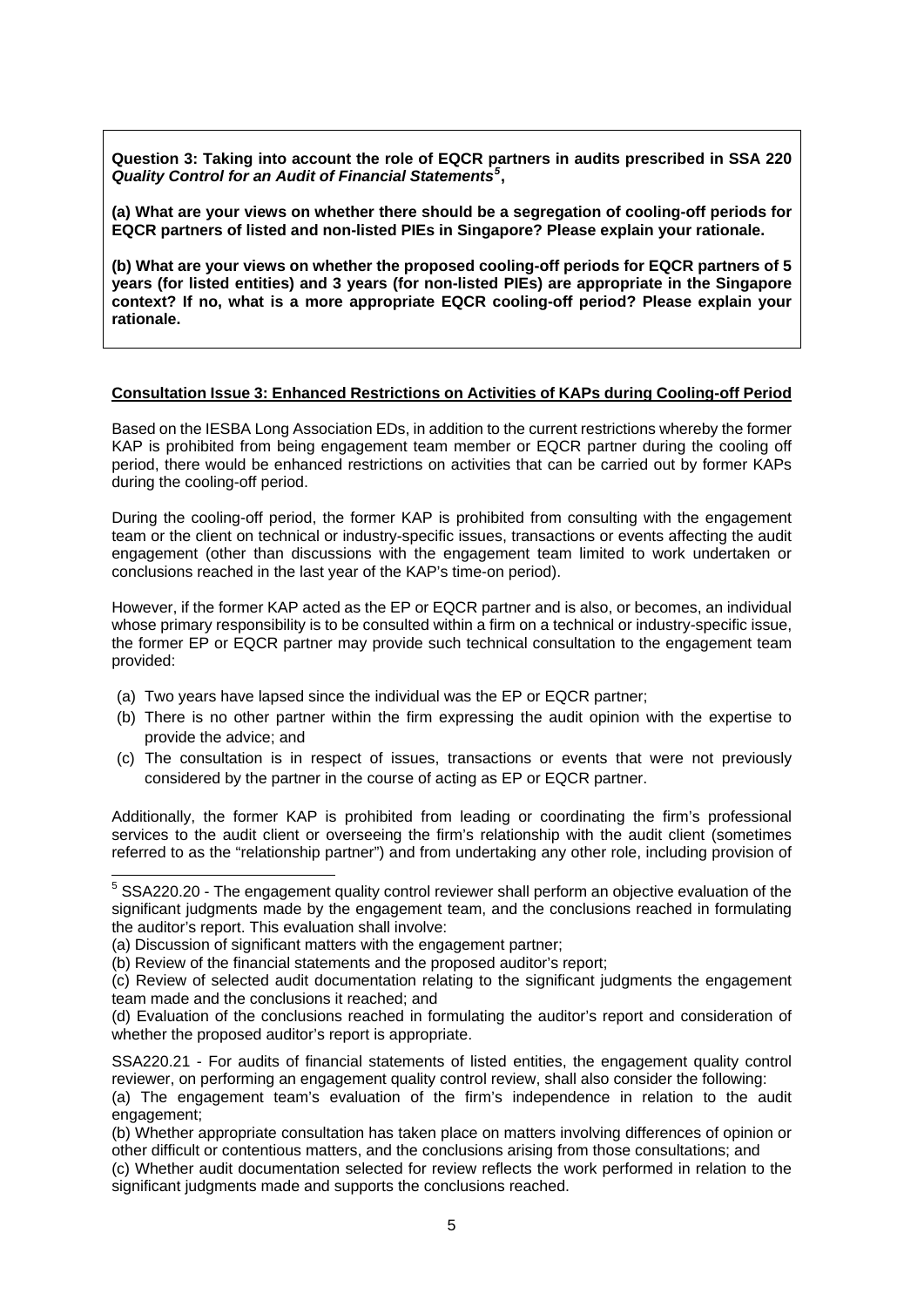**Question 3: Taking into account the role of EQCR partners in audits prescribed in SSA 220 *Quality Control for an Audit of Financial Statements*[5],**

**(a) What are your views on whether there should be a segregation of cooling-off periods for EQCR partners of listed and non-listed PIEs in Singapore? Please explain your rationale.**

**(b) What are your views on whether the proposed cooling-off periods for EQCR partners of 5 years (for listed entities) and 3 years (for non-listed PIEs) are appropriate in the Singapore context? If no, what is a more appropriate EQCR cooling-off period? Please explain your rationale.**

**Consultation Issue 3: Enhanced Restrictions on Activities of KAPs during Cooling-off Period**

Based on the IESBA Long Association EDs, in addition to the current restrictions whereby the former KAP is prohibited from being engagement team member or EQCR partner during the cooling off period, there would be enhanced restrictions on activities that can be carried out by former KAPs during the cooling-off period.

During the cooling-off period, the former KAP is prohibited from consulting with the engagement team or the client on technical or industry-specific issues, transactions or events affecting the audit engagement (other than discussions with the engagement team limited to work undertaken or conclusions reached in the last year of the KAP's time-on period).

However, if the former KAP acted as the EP or EQCR partner and is also, or becomes, an individual whose primary responsibility is to be consulted within a firm on a technical or industry-specific issue, the former EP or EQCR partner may provide such technical consultation to the engagement team provided:

(a) Two years have lapsed since the individual was the EP or EQCR partner;
(b) There is no other partner within the firm expressing the audit opinion with the expertise to provide the advice; and
(c) The consultation is in respect of issues, transactions or events that were not previously considered by the partner in the course of acting as EP or EQCR partner.

Additionally, the former KAP is prohibited from leading or coordinating the firm's professional services to the audit client or overseeing the firm's relationship with the audit client (sometimes referred to as the "relationship partner") and from undertaking any other role, including provision of

---

[5] SSA220.20 - The engagement quality control reviewer shall perform an objective evaluation of the significant judgments made by the engagement team, and the conclusions reached in formulating the auditor's report. This evaluation shall involve:

(a) Discussion of significant matters with the engagement partner;
(b) Review of the financial statements and the proposed auditor's report;
(c) Review of selected audit documentation relating to the significant judgments the engagement team made and the conclusions it reached; and
(d) Evaluation of the conclusions reached in formulating the auditor's report and consideration of whether the proposed auditor's report is appropriate.

SSA220.21 - For audits of financial statements of listed entities, the engagement quality control reviewer, on performing an engagement quality control review, shall also consider the following:

(a) The engagement team's evaluation of the firm's independence in relation to the audit engagement;
(b) Whether appropriate consultation has taken place on matters involving differences of opinion or other difficult or contentious matters, and the conclusions arising from those consultations; and
(c) Whether audit documentation selected for review reflects the work performed in relation to the significant judgments made and supports the conclusions reached.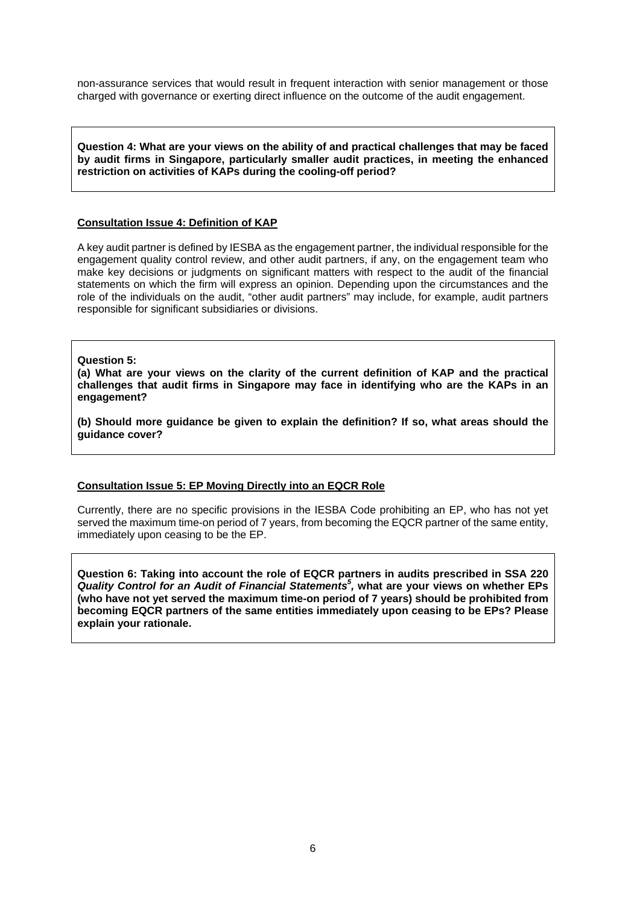non-assurance services that would result in frequent interaction with senior management or those charged with governance or exerting direct influence on the outcome of the audit engagement.

**Question 4: What are your views on the ability of and practical challenges that may be faced by audit firms in Singapore, particularly smaller audit practices, in meeting the enhanced restriction on activities of KAPs during the cooling-off period?**

**Consultation Issue 4: Definition of KAP**

A key audit partner is defined by IESBA as the engagement partner, the individual responsible for the engagement quality control review, and other audit partners, if any, on the engagement team who make key decisions or judgments on significant matters with respect to the audit of the financial statements on which the firm will express an opinion. Depending upon the circumstances and the role of the individuals on the audit, "other audit partners" may include, for example, audit partners responsible for significant subsidiaries or divisions.

**Question 5:**

**(a) What are your views on the clarity of the current definition of KAP and the practical challenges that audit firms in Singapore may face in identifying who are the KAPs in an engagement?**

**(b) Should more guidance be given to explain the definition? If so, what areas should the guidance cover?**

**Consultation Issue 5: EP Moving Directly into an EQCR Role**

Currently, there are no specific provisions in the IESBA Code prohibiting an EP, who has not yet served the maximum time-on period of 7 years, from becoming the EQCR partner of the same entity, immediately upon ceasing to be the EP.

**Question 6: Taking into account the role of EQCR partners in audits prescribed in SSA 220 *Quality Control for an Audit of Financial Statements*[5], what are your views on whether EPs (who have not yet served the maximum time-on period of 7 years) should be prohibited from becoming EQCR partners of the same entities immediately upon ceasing to be EPs? Please explain your rationale.**